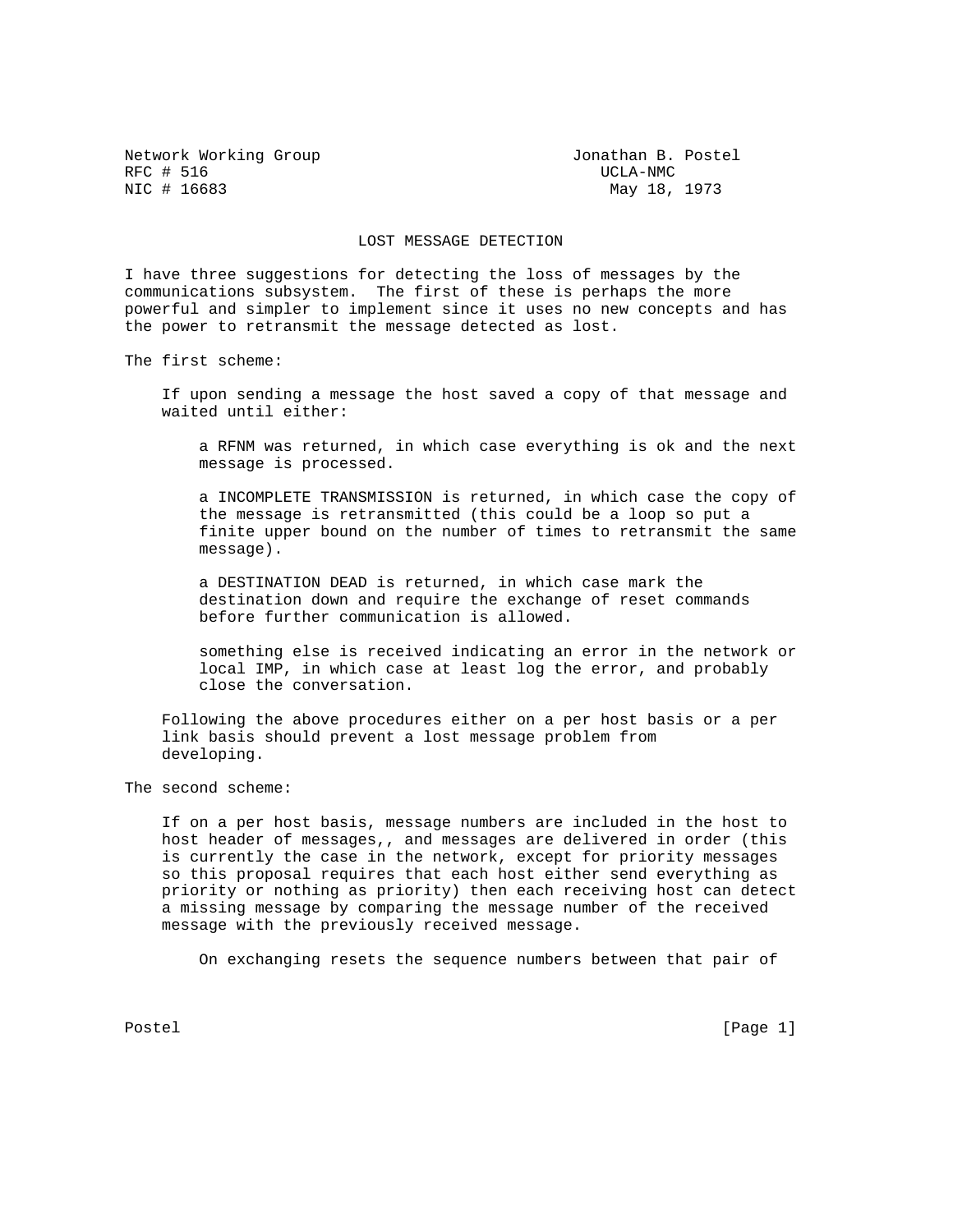Network Working Group — Jonathan B. Postel
RFC # 516 — UCLA-NMC
NIC # 16683 — May 18, 1973

# LOST MESSAGE DETECTION

I have three suggestions for detecting the loss of messages by the communications subsystem. The first of these is perhaps the more powerful and simpler to implement since it uses no new concepts and has the power to retransmit the message detected as lost.

The first scheme:

> If upon sending a message the host saved a copy of that message and waited until either:
>
> > a RFNM was returned, in which case everything is ok and the next message is processed.
> >
> > a INCOMPLETE TRANSMISSION is returned, in which case the copy of the message is retransmitted (this could be a loop so put a finite upper bound on the number of times to retransmit the same message).
> >
> > a DESTINATION DEAD is returned, in which case mark the destination down and require the exchange of reset commands before further communication is allowed.
> >
> > something else is received indicating an error in the network or local IMP, in which case at least log the error, and probably close the conversation.
>
> Following the above procedures either on a per host basis or a per link basis should prevent a lost message problem from developing.

The second scheme:

> If on a per host basis, message numbers are included in the host to host header of messages,, and messages are delivered in order (this is currently the case in the network, except for priority messages so this proposal requires that each host either send everything as priority or nothing as priority) then each receiving host can detect a missing message by comparing the message number of the received message with the previously received message.
>
> > On exchanging resets the sequence numbers between that pair of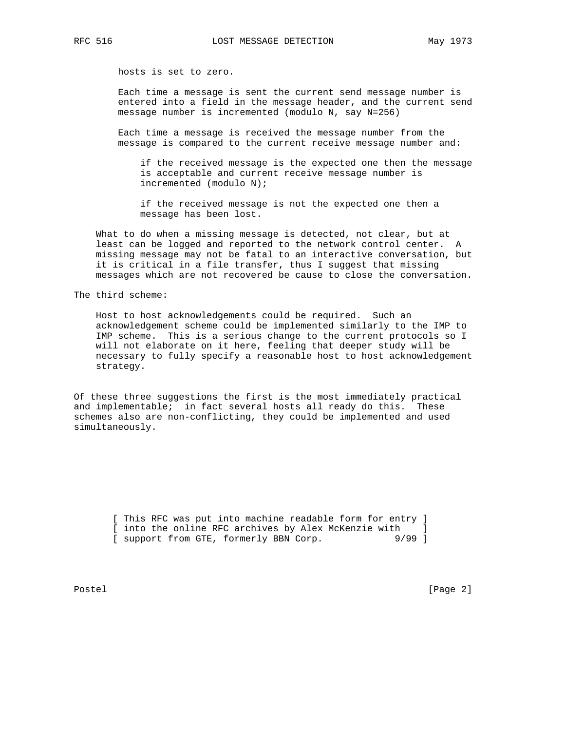hosts is set to zero.

Each time a message is sent the current send message number is entered into a field in the message header, and the current send message number is incremented (modulo N, say N=256)

Each time a message is received the message number from the message is compared to the current receive message number and:

if the received message is the expected one then the message is acceptable and current receive message number is incremented (modulo N);

if the received message is not the expected one then a message has been lost.

What to do when a missing message is detected, not clear, but at least can be logged and reported to the network control center. A missing message may not be fatal to an interactive conversation, but it is critical in a file transfer, thus I suggest that missing messages which are not recovered be cause to close the conversation.

The third scheme:

Host to host acknowledgements could be required. Such an acknowledgement scheme could be implemented similarly to the IMP to IMP scheme. This is a serious change to the current protocols so I will not elaborate on it here, feeling that deeper study will be necessary to fully specify a reasonable host to host acknowledgement strategy.

Of these three suggestions the first is the most immediately practical and implementable; in fact several hosts all ready do this. These schemes also are non-conflicting, they could be implemented and used simultaneously.

[ This RFC was put into machine readable form for entry ]
[ into the online RFC archives by Alex McKenzie with ]
[ support from GTE, formerly BBN Corp. 9/99 ]